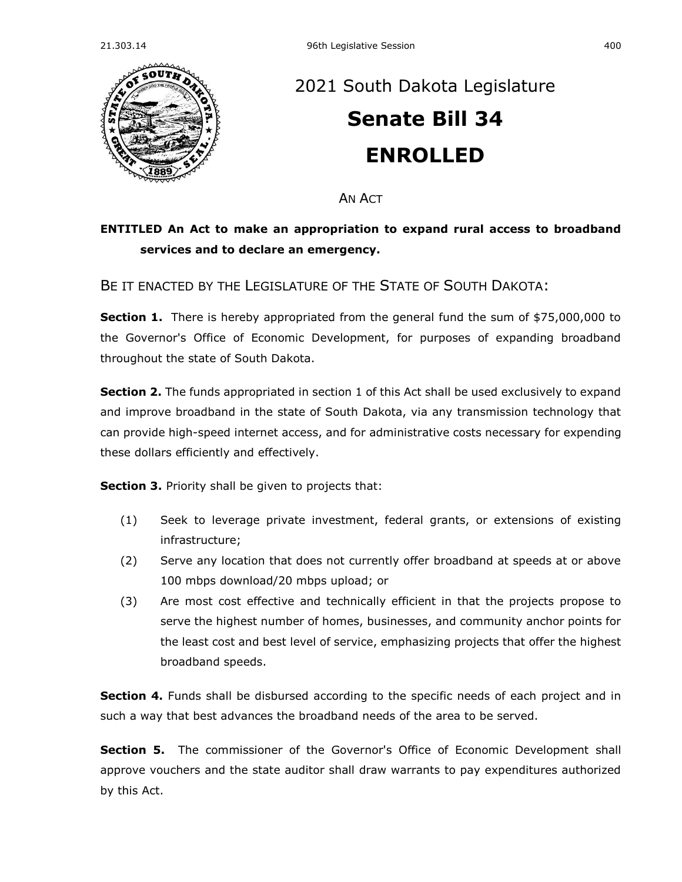# 2021 South Dakota Legislature

# Senate Bill 34

# ENROLLED

AN ACT

**ENTITLED An Act to make an appropriation to expand rural access to broadband services and to declare an emergency.**

BE IT ENACTED BY THE LEGISLATURE OF THE STATE OF SOUTH DAKOTA:

**Section 1.** There is hereby appropriated from the general fund the sum of $75,000,000 to the Governor's Office of Economic Development, for purposes of expanding broadband throughout the state of South Dakota.

**Section 2.** The funds appropriated in section 1 of this Act shall be used exclusively to expand and improve broadband in the state of South Dakota, via any transmission technology that can provide high-speed internet access, and for administrative costs necessary for expending these dollars efficiently and effectively.

**Section 3.** Priority shall be given to projects that:

(1) Seek to leverage private investment, federal grants, or extensions of existing infrastructure;

(2) Serve any location that does not currently offer broadband at speeds at or above 100 mbps download/20 mbps upload; or

(3) Are most cost effective and technically efficient in that the projects propose to serve the highest number of homes, businesses, and community anchor points for the least cost and best level of service, emphasizing projects that offer the highest broadband speeds.

**Section 4.** Funds shall be disbursed according to the specific needs of each project and in such a way that best advances the broadband needs of the area to be served.

**Section 5.** The commissioner of the Governor's Office of Economic Development shall approve vouchers and the state auditor shall draw warrants to pay expenditures authorized by this Act.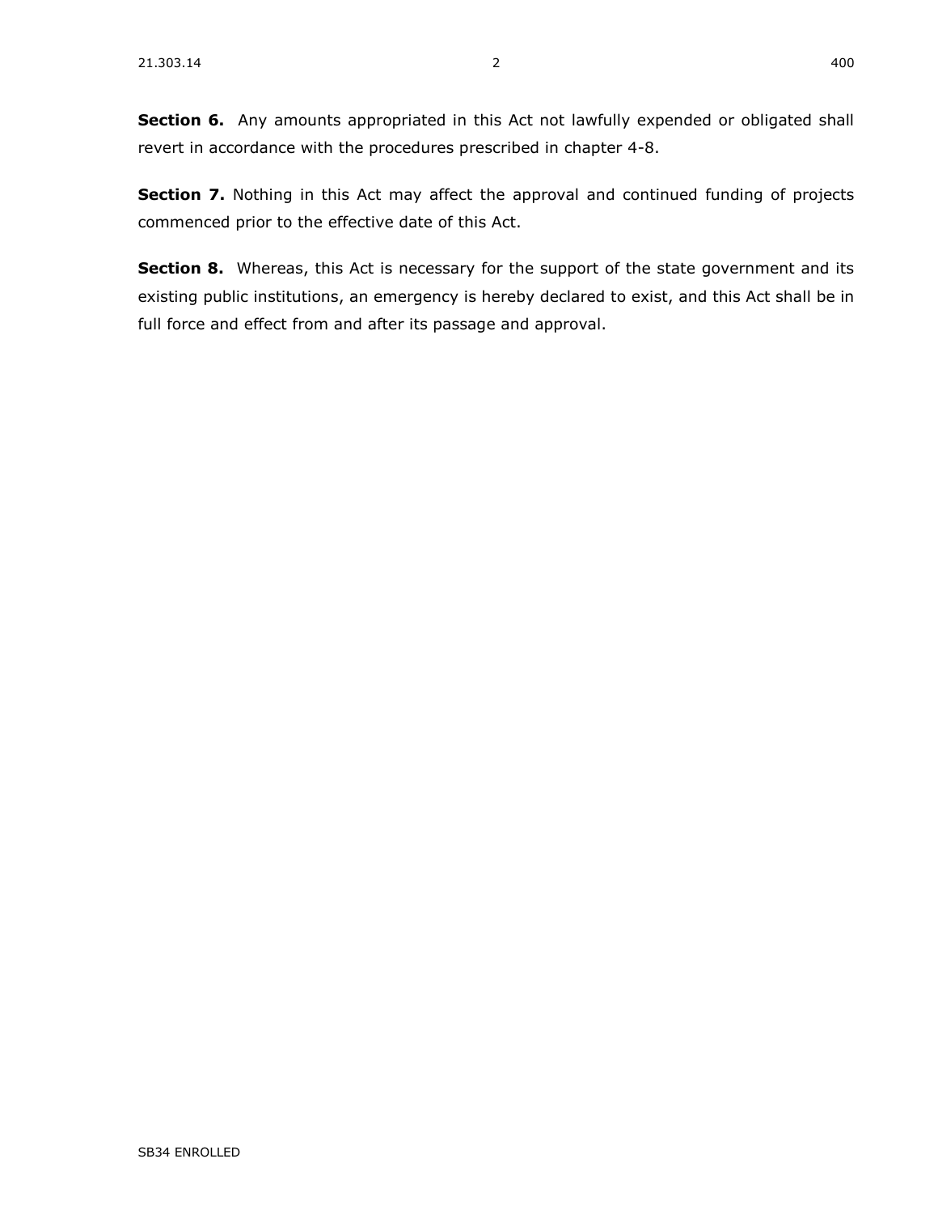**Section 6.** Any amounts appropriated in this Act not lawfully expended or obligated shall revert in accordance with the procedures prescribed in chapter 4-8.

**Section 7.** Nothing in this Act may affect the approval and continued funding of projects commenced prior to the effective date of this Act.

**Section 8.** Whereas, this Act is necessary for the support of the state government and its existing public institutions, an emergency is hereby declared to exist, and this Act shall be in full force and effect from and after its passage and approval.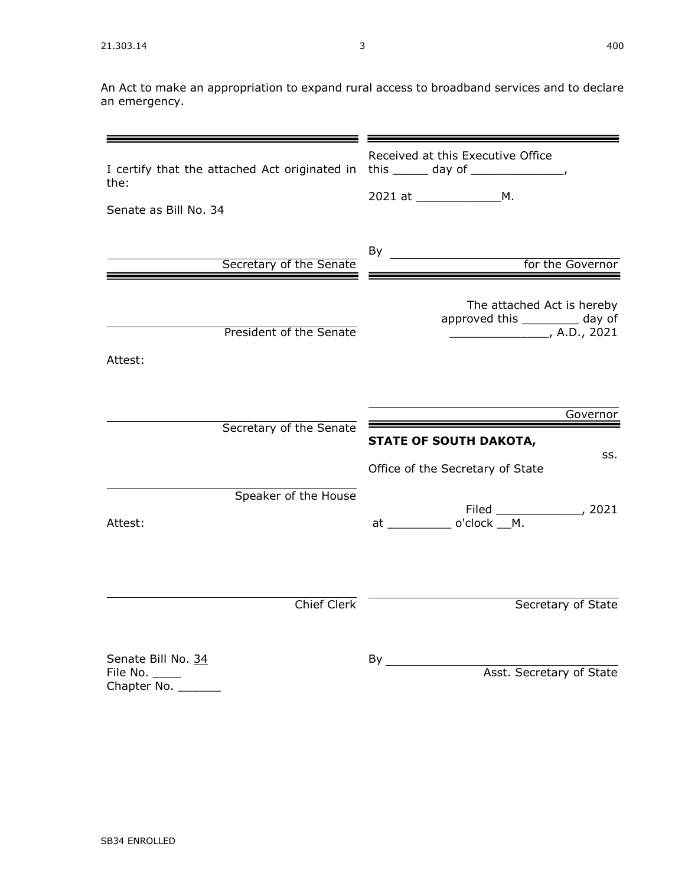An Act to make an appropriation to expand rural access to broadband services and to declare an emergency.

I certify that the attached Act originated in the:

Senate as Bill No. 34

Secretary of the Senate

President of the Senate

Attest:

Secretary of the Senate

Speaker of the House

Attest:

Chief Clerk

Senate Bill No. 34
File No. ____
Chapter No. ______

Received at this Executive Office this _____ day of _____________,

2021 at ____________M.

By ______________________
for the Governor

The attached Act is hereby approved this ________ day of ______________, A.D., 2021

Governor

**STATE OF SOUTH DAKOTA,**

ss.

Office of the Secretary of State

Filed ____________, 2021 at _________ o'clock __M.

Secretary of State

By ______________________
Asst. Secretary of State

SB34 ENROLLED